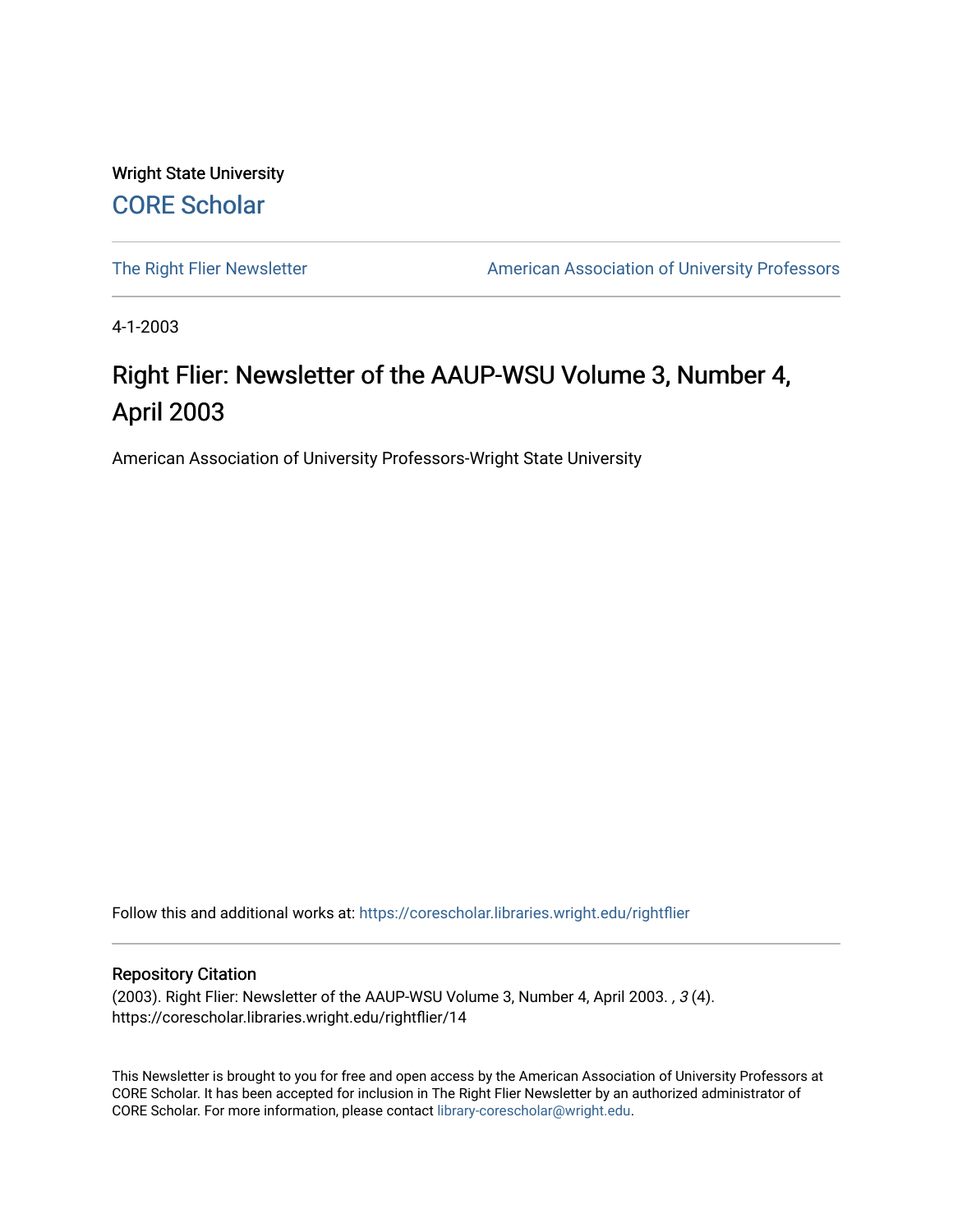Wright State University

CORE Scholar

The Right Flier Newsletter

American Association of University Professors

4-1-2003

# Right Flier: Newsletter of the AAUP-WSU Volume 3, Number 4, April 2003

American Association of University Professors-Wright State University

Follow this and additional works at: https://corescholar.libraries.wright.edu/rightflier

## Repository Citation

(2003). Right Flier: Newsletter of the AAUP-WSU Volume 3, Number 4, April 2003. , *3* (4). https://corescholar.libraries.wright.edu/rightflier/14

This Newsletter is brought to you for free and open access by the American Association of University Professors at CORE Scholar. It has been accepted for inclusion in The Right Flier Newsletter by an authorized administrator of CORE Scholar. For more information, please contact library-corescholar@wright.edu.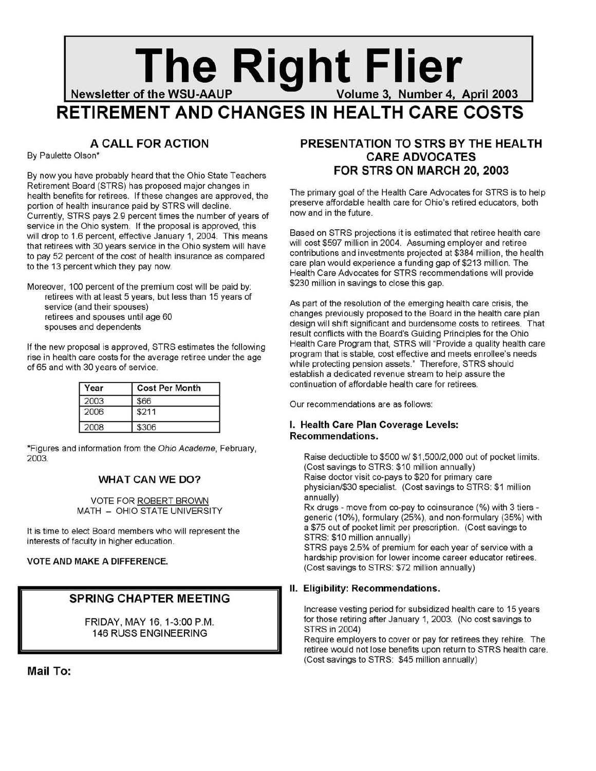# The Right Flier

**Newsletter of the WSU-AAUP** **Volume 3, Number 4, April 2003**

# RETIREMENT AND CHANGES IN HEALTH CARE COSTS

## A CALL FOR ACTION

By Paulette Olson*

By now you have probably heard that the Ohio State Teachers Retirement Board (STRS) has proposed major changes in health benefits for retirees. If these changes are approved, the portion of health insurance paid by STRS will decline. Currently, STRS pays 2.9 percent times the number of years of service in the Ohio system. If the proposal is approved, this will drop to 1.6 percent, effective January 1, 2004. This means that retirees with 30 years service in the Ohio system will have to pay 52 percent of the cost of health insurance as compared to the 13 percent which they pay now.

Moreover, 100 percent of the premium cost will be paid by:

- retirees with at least 5 years, but less than 15 years of service (and their spouses)
- retirees and spouses until age 60
- spouses and dependents

If the new proposal is approved, STRS estimates the following rise in health care costs for the average retiree under the age of 65 and with 30 years of service.

| Year | Cost Per Month |
|---|---|
| 2003 | $66 |
| 2006 | $211 |
| 2008 | $306 |

*Figures and information from the *Ohio Academe*, February, 2003.

### WHAT CAN WE DO?

VOTE FOR <u>ROBERT BROWN</u>
MATH – OHIO STATE UNIVERSITY

It is time to elect Board members who will represent the interests of faculty in higher education.

**VOTE AND MAKE A DIFFERENCE.**

> ### SPRING CHAPTER MEETING
>
> FRIDAY, MAY 16, 1-3:00 P.M.
> 146 RUSS ENGINEERING

**Mail To:**

## PRESENTATION TO STRS BY THE HEALTH CARE ADVOCATES FOR STRS ON MARCH 20, 2003

The primary goal of the Health Care Advocates for STRS is to help preserve affordable health care for Ohio's retired educators, both now and in the future.

Based on STRS projections it is estimated that retiree health care will cost $597 million in 2004. Assuming employer and retiree contributions and investments projected at $384 million, the health care plan would experience a funding gap of $213 million. The Health Care Advocates for STRS recommendations will provide $230 million in savings to close this gap.

As part of the resolution of the emerging health care crisis, the changes previously proposed to the Board in the health care plan design will shift significant and burdensome costs to retirees. That result conflicts with the Board's Guiding Principles for the Ohio Health Care Program that, STRS will "Provide a quality health care program that is stable, cost effective and meets enrollee's needs while protecting pension assets." Therefore, STRS should establish a dedicated revenue stream to help assure the continuation of affordable health care for retirees.

Our recommendations are as follows:

### I. Health Care Plan Coverage Levels: Recommendations.

Raise deductible to $500 w/ $1,500/2,000 out of pocket limits. (Cost savings to STRS: $10 million annually)

Raise doctor visit co-pays to $20 for primary care physician/$30 specialist. (Cost savings to STRS: $1 million annually)

Rx drugs - move from co-pay to coinsurance (%) with 3 tiers - generic (10%), formulary (25%), and non-formulary (35%) with a $75 out of pocket limit per prescription. (Cost savings to STRS: $10 million annually)

STRS pays 2.5% of premium for each year of service with a hardship provision for lower income career educator retirees. (Cost savings to STRS: $72 million annually)

### II. Eligibility: Recommendations.

Increase vesting period for subsidized health care to 15 years for those retiring after January 1, 2003. (No cost savings to STRS in 2004)

Require employers to cover or pay for retirees they rehire. The retiree would not lose benefits upon return to STRS health care. (Cost savings to STRS: $45 million annually)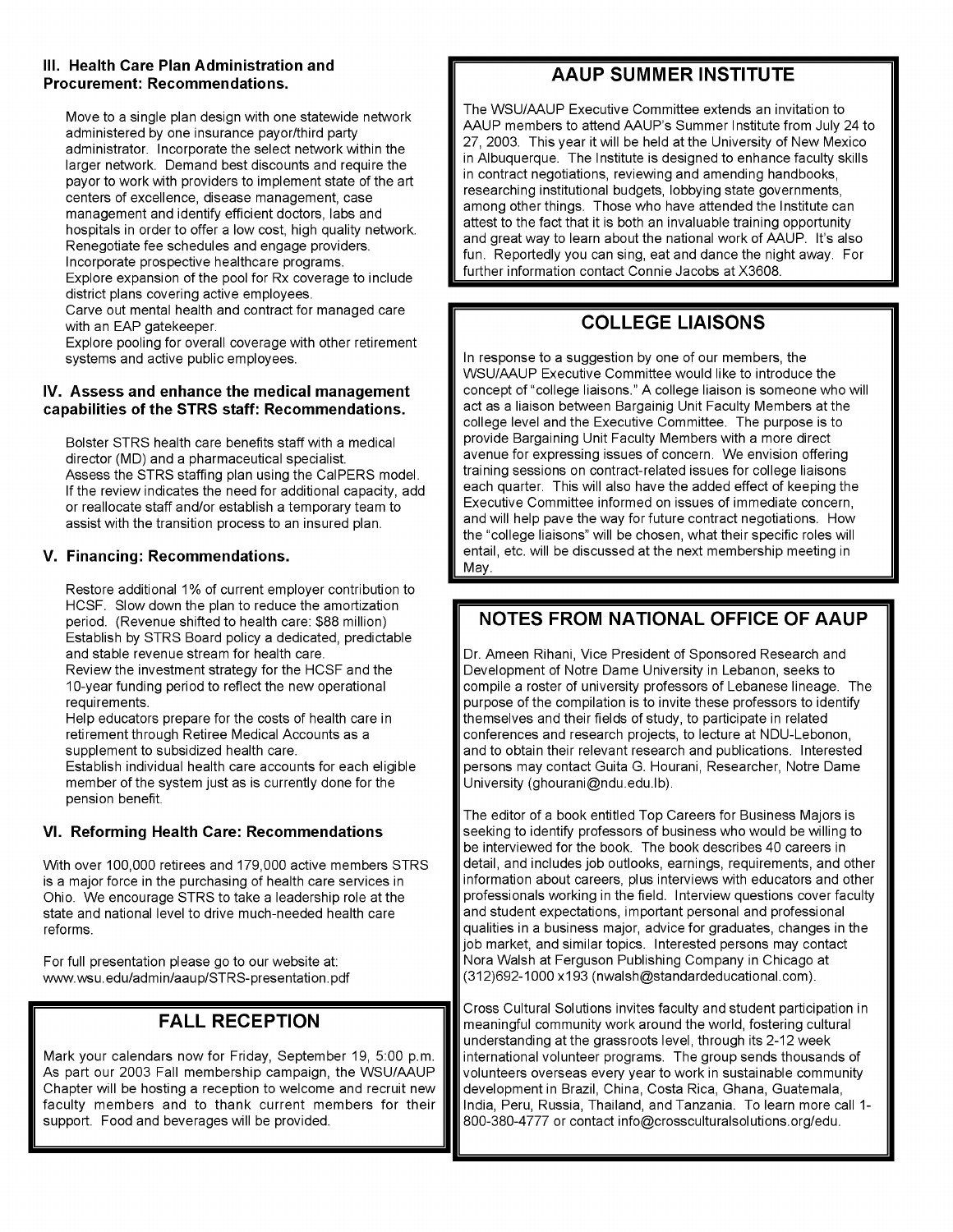### III. Health Care Plan Administration and Procurement: Recommendations.

Move to a single plan design with one statewide network administered by one insurance payor/third party administrator. Incorporate the select network within the larger network. Demand best discounts and require the payor to work with providers to implement state of the art centers of excellence, disease management, case management and identify efficient doctors, labs and hospitals in order to offer a low cost, high quality network.
Renegotiate fee schedules and engage providers.
Incorporate prospective healthcare programs.
Explore expansion of the pool for Rx coverage to include district plans covering active employees.
Carve out mental health and contract for managed care with an EAP gatekeeper.
Explore pooling for overall coverage with other retirement systems and active public employees.

### IV. Assess and enhance the medical management capabilities of the STRS staff: Recommendations.

Bolster STRS health care benefits staff with a medical director (MD) and a pharmaceutical specialist.
Assess the STRS staffing plan using the CalPERS model. If the review indicates the need for additional capacity, add or reallocate staff and/or establish a temporary team to assist with the transition process to an insured plan.

### V. Financing: Recommendations.

Restore additional 1% of current employer contribution to HCSF. Slow down the plan to reduce the amortization period. (Revenue shifted to health care: $88 million)
Establish by STRS Board policy a dedicated, predictable and stable revenue stream for health care.
Review the investment strategy for the HCSF and the 10-year funding period to reflect the new operational requirements.
Help educators prepare for the costs of health care in retirement through Retiree Medical Accounts as a supplement to subsidized health care.
Establish individual health care accounts for each eligible member of the system just as is currently done for the pension benefit.

### VI. Reforming Health Care: Recommendations

With over 100,000 retirees and 179,000 active members STRS is a major force in the purchasing of health care services in Ohio. We encourage STRS to take a leadership role at the state and national level to drive much-needed health care reforms.

For full presentation please go to our website at: www.wsu.edu/admin/aaup/STRS-presentation.pdf

## FALL RECEPTION

Mark your calendars now for Friday, September 19, 5:00 p.m. As part our 2003 Fall membership campaign, the WSU/AAUP Chapter will be hosting a reception to welcome and recruit new faculty members and to thank current members for their support. Food and beverages will be provided.

## AAUP SUMMER INSTITUTE

The WSU/AAUP Executive Committee extends an invitation to AAUP members to attend AAUP's Summer Institute from July 24 to 27, 2003. This year it will be held at the University of New Mexico in Albuquerque. The Institute is designed to enhance faculty skills in contract negotiations, reviewing and amending handbooks, researching institutional budgets, lobbying state governments, among other things. Those who have attended the Institute can attest to the fact that it is both an invaluable training opportunity and great way to learn about the national work of AAUP. It's also fun. Reportedly you can sing, eat and dance the night away. For further information contact Connie Jacobs at X3608.

## COLLEGE LIAISONS

In response to a suggestion by one of our members, the WSU/AAUP Executive Committee would like to introduce the concept of "college liaisons." A college liaison is someone who will act as a liaison between Bargainig Unit Faculty Members at the college level and the Executive Committee. The purpose is to provide Bargaining Unit Faculty Members with a more direct avenue for expressing issues of concern. We envision offering training sessions on contract-related issues for college liaisons each quarter. This will also have the added effect of keeping the Executive Committee informed on issues of immediate concern, and will help pave the way for future contract negotiations. How the "college liaisons" will be chosen, what their specific roles will entail, etc. will be discussed at the next membership meeting in May.

## NOTES FROM NATIONAL OFFICE OF AAUP

Dr. Ameen Rihani, Vice President of Sponsored Research and Development of Notre Dame University in Lebanon, seeks to compile a roster of university professors of Lebanese lineage. The purpose of the compilation is to invite these professors to identify themselves and their fields of study, to participate in related conferences and research projects, to lecture at NDU-Lebonon, and to obtain their relevant research and publications. Interested persons may contact Guita G. Hourani, Researcher, Notre Dame University (ghourani@ndu.edu.lb).

The editor of a book entitled Top Careers for Business Majors is seeking to identify professors of business who would be willing to be interviewed for the book. The book describes 40 careers in detail, and includes job outlooks, earnings, requirements, and other information about careers, plus interviews with educators and other professionals working in the field. Interview questions cover faculty and student expectations, important personal and professional qualities in a business major, advice for graduates, changes in the job market, and similar topics. Interested persons may contact Nora Walsh at Ferguson Publishing Company in Chicago at (312)692-1000 x193 (nwalsh@standardeducational.com).

Cross Cultural Solutions invites faculty and student participation in meaningful community work around the world, fostering cultural understanding at the grassroots level, through its 2-12 week international volunteer programs. The group sends thousands of volunteers overseas every year to work in sustainable community development in Brazil, China, Costa Rica, Ghana, Guatemala, India, Peru, Russia, Thailand, and Tanzania. To learn more call 1-800-380-4777 or contact info@crossculturalsolutions.org/edu.